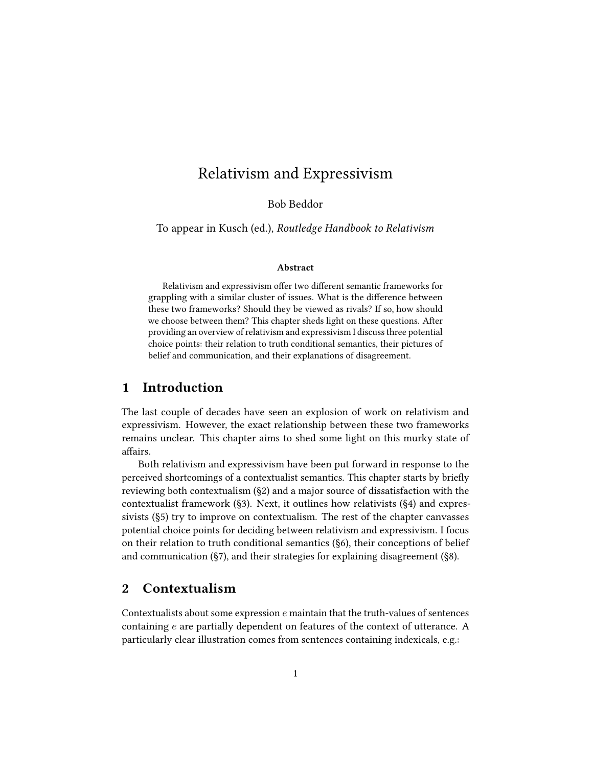# Relativism and Expressivism

Bob Beddor

To appear in Kusch (ed.), *Routledge Handbook to Relativism*

**Abstract**

Relativism and expressivism offer two different semantic frameworks for grappling with a similar cluster of issues. What is the difference between these two frameworks? Should they be viewed as rivals? If so, how should we choose between them? This chapter sheds light on these questions. After providing an overview of relativism and expressivism I discuss three potential choice points: their relation to truth conditional semantics, their pictures of belief and communication, and their explanations of disagreement.

## 1 Introduction

The last couple of decades have seen an explosion of work on relativism and expressivism. However, the exact relationship between these two frameworks remains unclear. This chapter aims to shed some light on this murky state of affairs.

Both relativism and expressivism have been put forward in response to the perceived shortcomings of a contextualist semantics. This chapter starts by briefly reviewing both contextualism (§2) and a major source of dissatisfaction with the contextualist framework (§3). Next, it outlines how relativists (§4) and expressivists (§5) try to improve on contextualism. The rest of the chapter canvasses potential choice points for deciding between relativism and expressivism. I focus on their relation to truth conditional semantics (§6), their conceptions of belief and communication (§7), and their strategies for explaining disagreement (§8).

## 2 Contextualism

Contextualists about some expression $e$ maintain that the truth-values of sentences containing $e$ are partially dependent on features of the context of utterance. A particularly clear illustration comes from sentences containing indexicals, e.g.: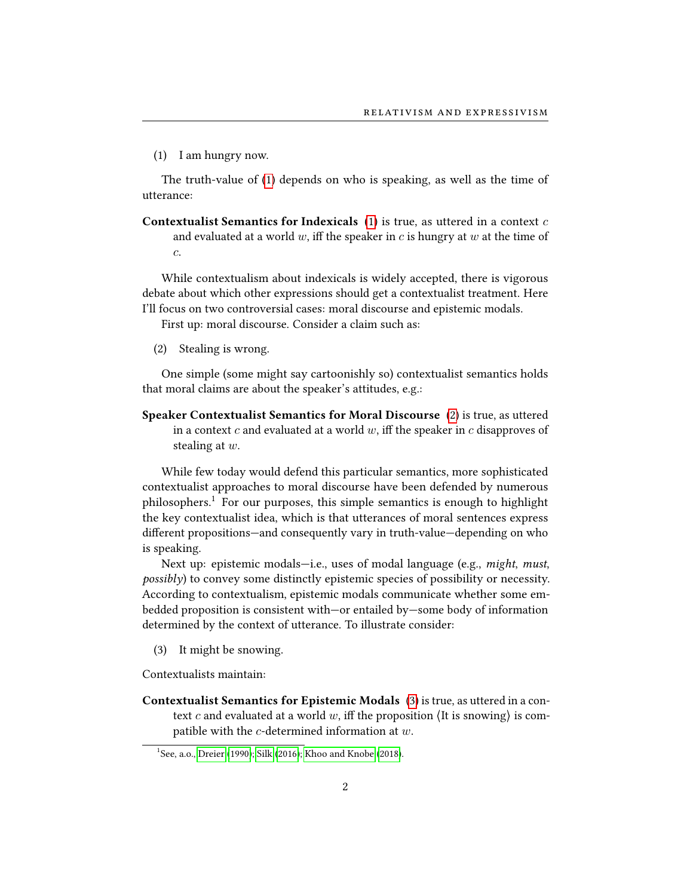(1) I am hungry now.

The truth-value of (1) depends on who is speaking, as well as the time of utterance:

**Contextualist Semantics for Indexicals** (1) is true, as uttered in a context $c$ and evaluated at a world $w$, iff the speaker in $c$ is hungry at $w$ at the time of $c$.

While contextualism about indexicals is widely accepted, there is vigorous debate about which other expressions should get a contextualist treatment. Here I'll focus on two controversial cases: moral discourse and epistemic modals.

First up: moral discourse. Consider a claim such as:

(2) Stealing is wrong.

One simple (some might say cartoonishly so) contextualist semantics holds that moral claims are about the speaker's attitudes, e.g.:

**Speaker Contextualist Semantics for Moral Discourse** (2) is true, as uttered in a context $c$ and evaluated at a world $w$, iff the speaker in $c$ disapproves of stealing at $w$.

While few today would defend this particular semantics, more sophisticated contextualist approaches to moral discourse have been defended by numerous philosophers.[1] For our purposes, this simple semantics is enough to highlight the key contextualist idea, which is that utterances of moral sentences express different propositions—and consequently vary in truth-value—depending on who is speaking.

Next up: epistemic modals—i.e., uses of modal language (e.g., *might*, *must*, *possibly*) to convey some distinctly epistemic species of possibility or necessity. According to contextualism, epistemic modals communicate whether some embedded proposition is consistent with—or entailed by—some body of information determined by the context of utterance. To illustrate consider:

(3) It might be snowing.

Contextualists maintain:

**Contextualist Semantics for Epistemic Modals** (3) is true, as uttered in a context $c$ and evaluated at a world $w$, iff the proposition ⟨It is snowing⟩ is compatible with the $c$-determined information at $w$.

[1] See, a.o., Dreier (1990); Silk (2016); Khoo and Knobe (2018).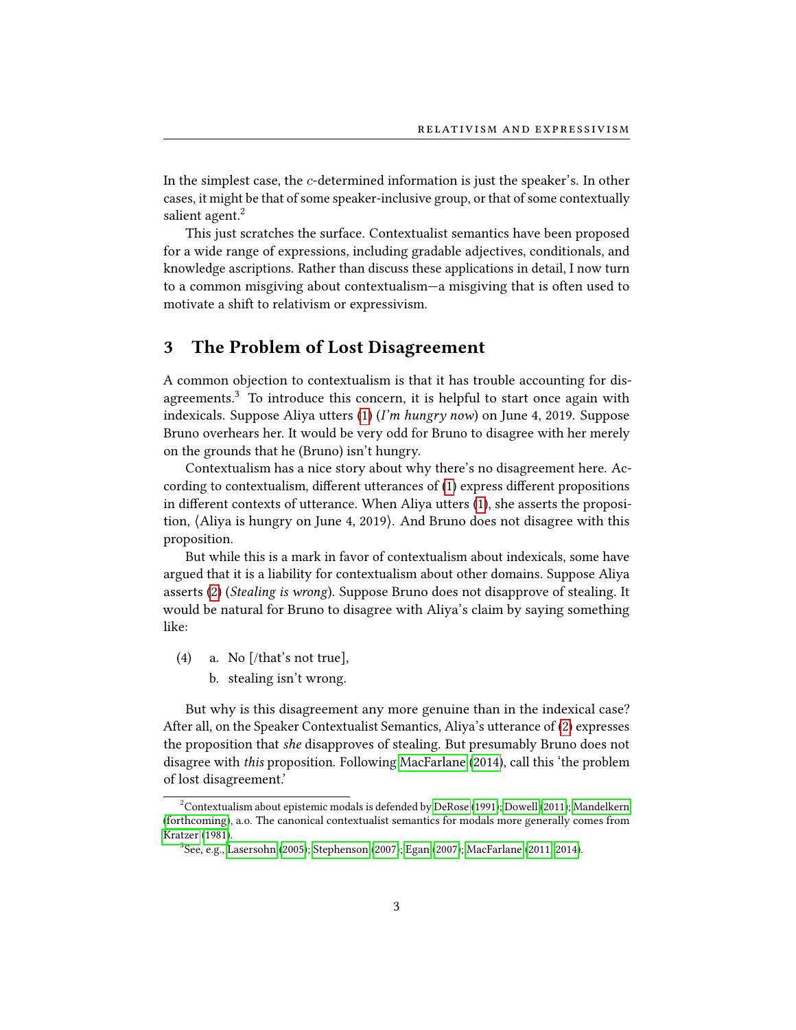In the simplest case, the $c$-determined information is just the speaker's. In other cases, it might be that of some speaker-inclusive group, or that of some contextually salient agent.[2]

This just scratches the surface. Contextualist semantics have been proposed for a wide range of expressions, including gradable adjectives, conditionals, and knowledge ascriptions. Rather than discuss these applications in detail, I now turn to a common misgiving about contextualism—a misgiving that is often used to motivate a shift to relativism or expressivism.

## 3 The Problem of Lost Disagreement

A common objection to contextualism is that it has trouble accounting for disagreements.[3] To introduce this concern, it is helpful to start once again with indexicals. Suppose Aliya utters (1) (*I'm hungry now*) on June 4, 2019. Suppose Bruno overhears her. It would be very odd for Bruno to disagree with her merely on the grounds that he (Bruno) isn't hungry.

Contextualism has a nice story about why there's no disagreement here. According to contextualism, different utterances of (1) express different propositions in different contexts of utterance. When Aliya utters (1), she asserts the proposition, ⟨Aliya is hungry on June 4, 2019⟩. And Bruno does not disagree with this proposition.

But while this is a mark in favor of contextualism about indexicals, some have argued that it is a liability for contextualism about other domains. Suppose Aliya asserts (2) (*Stealing is wrong*). Suppose Bruno does not disapprove of stealing. It would be natural for Bruno to disagree with Aliya's claim by saying something like:

(4) a. No [/that's not true],
    b. stealing isn't wrong.

But why is this disagreement any more genuine than in the indexical case? After all, on the Speaker Contextualist Semantics, Aliya's utterance of (2) expresses the proposition that *she* disapproves of stealing. But presumably Bruno does not disagree with *this* proposition. Following MacFarlane (2014), call this 'the problem of lost disagreement.'

---

[2] Contextualism about epistemic modals is defended by DeRose (1991); Dowell (2011); Mandelkern (forthcoming), a.o. The canonical contextualist semantics for modals more generally comes from Kratzer (1981).

[3] See, e.g., Lasersohn (2005); Stephenson (2007); Egan (2007); MacFarlane (2011, 2014).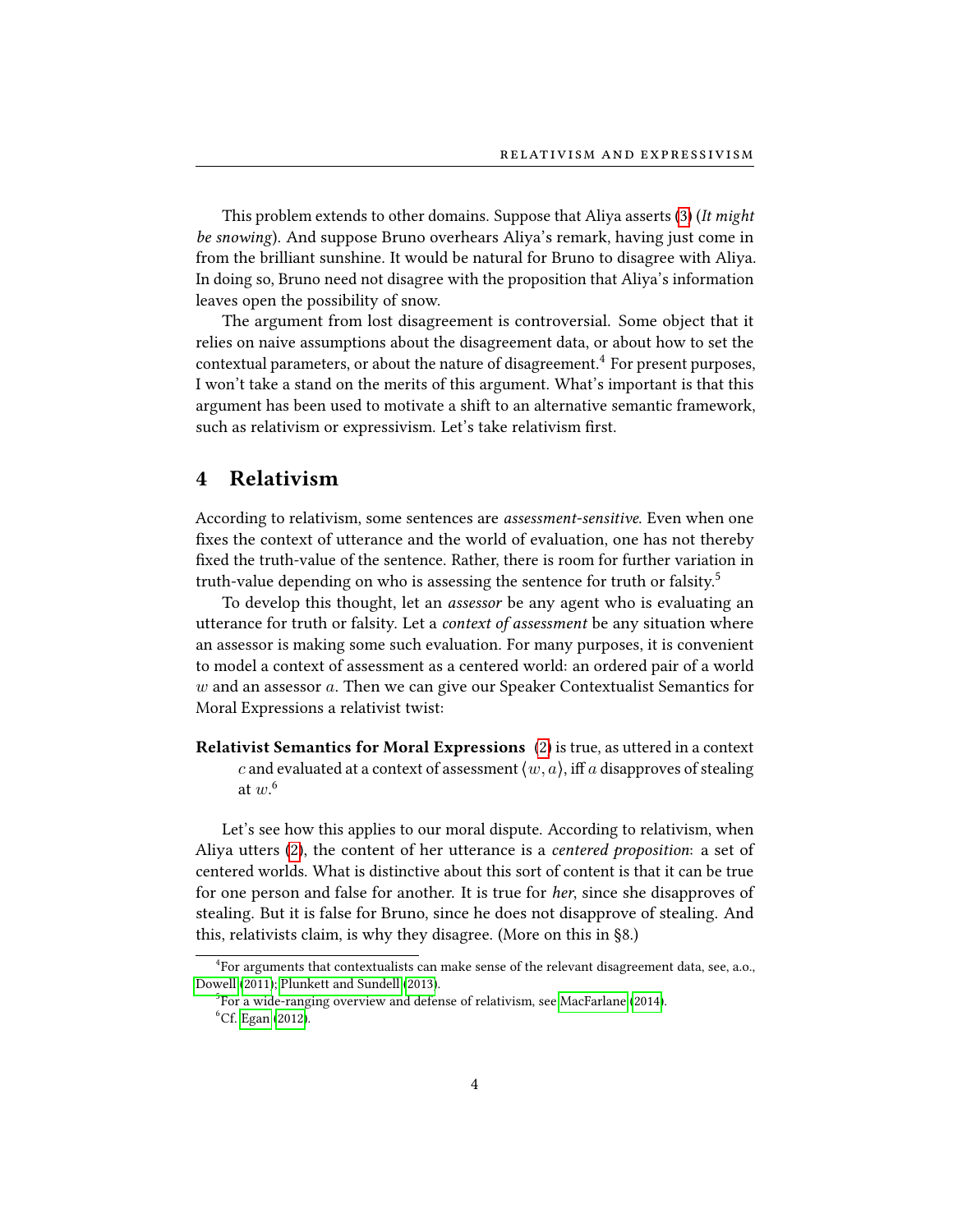This problem extends to other domains. Suppose that Aliya asserts (3) (*It might be snowing*). And suppose Bruno overhears Aliya's remark, having just come in from the brilliant sunshine. It would be natural for Bruno to disagree with Aliya. In doing so, Bruno need not disagree with the proposition that Aliya's information leaves open the possibility of snow.

The argument from lost disagreement is controversial. Some object that it relies on naive assumptions about the disagreement data, or about how to set the contextual parameters, or about the nature of disagreement.[4] For present purposes, I won't take a stand on the merits of this argument. What's important is that this argument has been used to motivate a shift to an alternative semantic framework, such as relativism or expressivism. Let's take relativism first.

## 4 Relativism

According to relativism, some sentences are *assessment-sensitive*. Even when one fixes the context of utterance and the world of evaluation, one has not thereby fixed the truth-value of the sentence. Rather, there is room for further variation in truth-value depending on who is assessing the sentence for truth or falsity.[5]

To develop this thought, let an *assessor* be any agent who is evaluating an utterance for truth or falsity. Let a *context of assessment* be any situation where an assessor is making some such evaluation. For many purposes, it is convenient to model a context of assessment as a centered world: an ordered pair of a world $w$ and an assessor $a$. Then we can give our Speaker Contextualist Semantics for Moral Expressions a relativist twist:

**Relativist Semantics for Moral Expressions** (2) is true, as uttered in a context $c$ and evaluated at a context of assessment $\langle w, a \rangle$, iff $a$ disapproves of stealing at $w$.[6]

Let's see how this applies to our moral dispute. According to relativism, when Aliya utters (2), the content of her utterance is a *centered proposition*: a set of centered worlds. What is distinctive about this sort of content is that it can be true for one person and false for another. It is true for *her*, since she disapproves of stealing. But it is false for Bruno, since he does not disapprove of stealing. And this, relativists claim, is why they disagree. (More on this in §8.)

[4] For arguments that contextualists can make sense of the relevant disagreement data, see, a.o., Dowell (2011); Plunkett and Sundell (2013).

[5] For a wide-ranging overview and defense of relativism, see MacFarlane (2014).

[6] Cf. Egan (2012).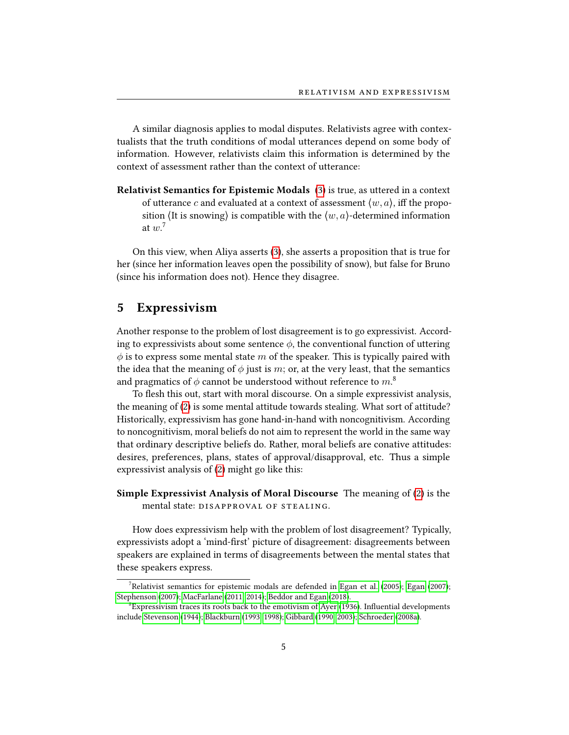A similar diagnosis applies to modal disputes. Relativists agree with contextualists that the truth conditions of modal utterances depend on some body of information. However, relativists claim this information is determined by the context of assessment rather than the context of utterance:

**Relativist Semantics for Epistemic Modals** (3) is true, as uttered in a context of utterance $c$ and evaluated at a context of assessment $\langle w, a\rangle$, iff the proposition ⟨It is snowing⟩ is compatible with the $\langle w, a\rangle$-determined information at $w$.[7]

On this view, when Aliya asserts (3), she asserts a proposition that is true for her (since her information leaves open the possibility of snow), but false for Bruno (since his information does not). Hence they disagree.

## 5 Expressivism

Another response to the problem of lost disagreement is to go expressivist. According to expressivists about some sentence $\phi$, the conventional function of uttering $\phi$ is to express some mental state $m$ of the speaker. This is typically paired with the idea that the meaning of $\phi$ just is $m$; or, at the very least, that the semantics and pragmatics of $\phi$ cannot be understood without reference to $m$.[8]

To flesh this out, start with moral discourse. On a simple expressivist analysis, the meaning of (2) is some mental attitude towards stealing. What sort of attitude? Historically, expressivism has gone hand-in-hand with noncognitivism. According to noncognitivism, moral beliefs do not aim to represent the world in the same way that ordinary descriptive beliefs do. Rather, moral beliefs are conative attitudes: desires, preferences, plans, states of approval/disapproval, etc. Thus a simple expressivist analysis of (2) might go like this:

**Simple Expressivist Analysis of Moral Discourse** The meaning of (2) is the mental state: DISAPPROVAL OF STEALING.

How does expressivism help with the problem of lost disagreement? Typically, expressivists adopt a 'mind-first' picture of disagreement: disagreements between speakers are explained in terms of disagreements between the mental states that these speakers express.

---

[7] Relativist semantics for epistemic modals are defended in Egan et al. (2005); Egan (2007); Stephenson (2007); MacFarlane (2011, 2014); Beddor and Egan (2018).

[8] Expressivism traces its roots back to the emotivism of Ayer (1936). Influential developments include Stevenson (1944); Blackburn (1993, 1998); Gibbard (1990, 2003); Schroeder (2008a).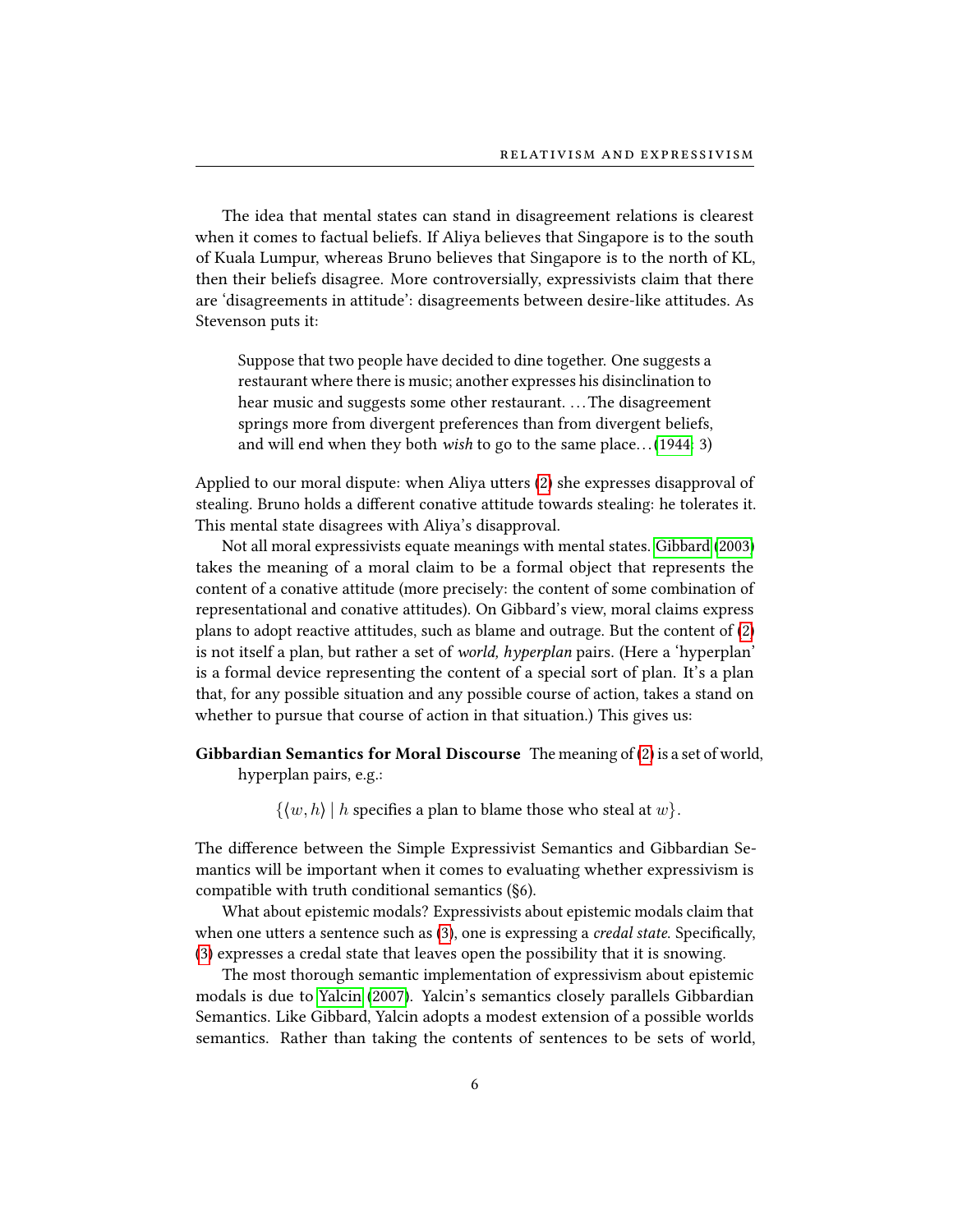The idea that mental states can stand in disagreement relations is clearest when it comes to factual beliefs. If Aliya believes that Singapore is to the south of Kuala Lumpur, whereas Bruno believes that Singapore is to the north of KL, then their beliefs disagree. More controversially, expressivists claim that there are 'disagreements in attitude': disagreements between desire-like attitudes. As Stevenson puts it:

> Suppose that two people have decided to dine together. One suggests a restaurant where there is music; another expresses his disinclination to hear music and suggests some other restaurant. …The disagreement springs more from divergent preferences than from divergent beliefs, and will end when they both *wish* to go to the same place…(1944: 3)

Applied to our moral dispute: when Aliya utters (2) she expresses disapproval of stealing. Bruno holds a different conative attitude towards stealing: he tolerates it. This mental state disagrees with Aliya's disapproval.

Not all moral expressivists equate meanings with mental states. Gibbard (2003) takes the meaning of a moral claim to be a formal object that represents the content of a conative attitude (more precisely: the content of some combination of representational and conative attitudes). On Gibbard's view, moral claims express plans to adopt reactive attitudes, such as blame and outrage. But the content of (2) is not itself a plan, but rather a set of *world, hyperplan* pairs. (Here a 'hyperplan' is a formal device representing the content of a special sort of plan. It's a plan that, for any possible situation and any possible course of action, takes a stand on whether to pursue that course of action in that situation.) This gives us:

**Gibbardian Semantics for Moral Discourse** The meaning of (2) is a set of world, hyperplan pairs, e.g.:

$$\{\langle w, h\rangle \mid h \text{ specifies a plan to blame those who steal at } w\}.$$

The difference between the Simple Expressivist Semantics and Gibbardian Semantics will be important when it comes to evaluating whether expressivism is compatible with truth conditional semantics (§6).

What about epistemic modals? Expressivists about epistemic modals claim that when one utters a sentence such as (3), one is expressing a *credal state*. Specifically, (3) expresses a credal state that leaves open the possibility that it is snowing.

The most thorough semantic implementation of expressivism about epistemic modals is due to Yalcin (2007). Yalcin's semantics closely parallels Gibbardian Semantics. Like Gibbard, Yalcin adopts a modest extension of a possible worlds semantics. Rather than taking the contents of sentences to be sets of world,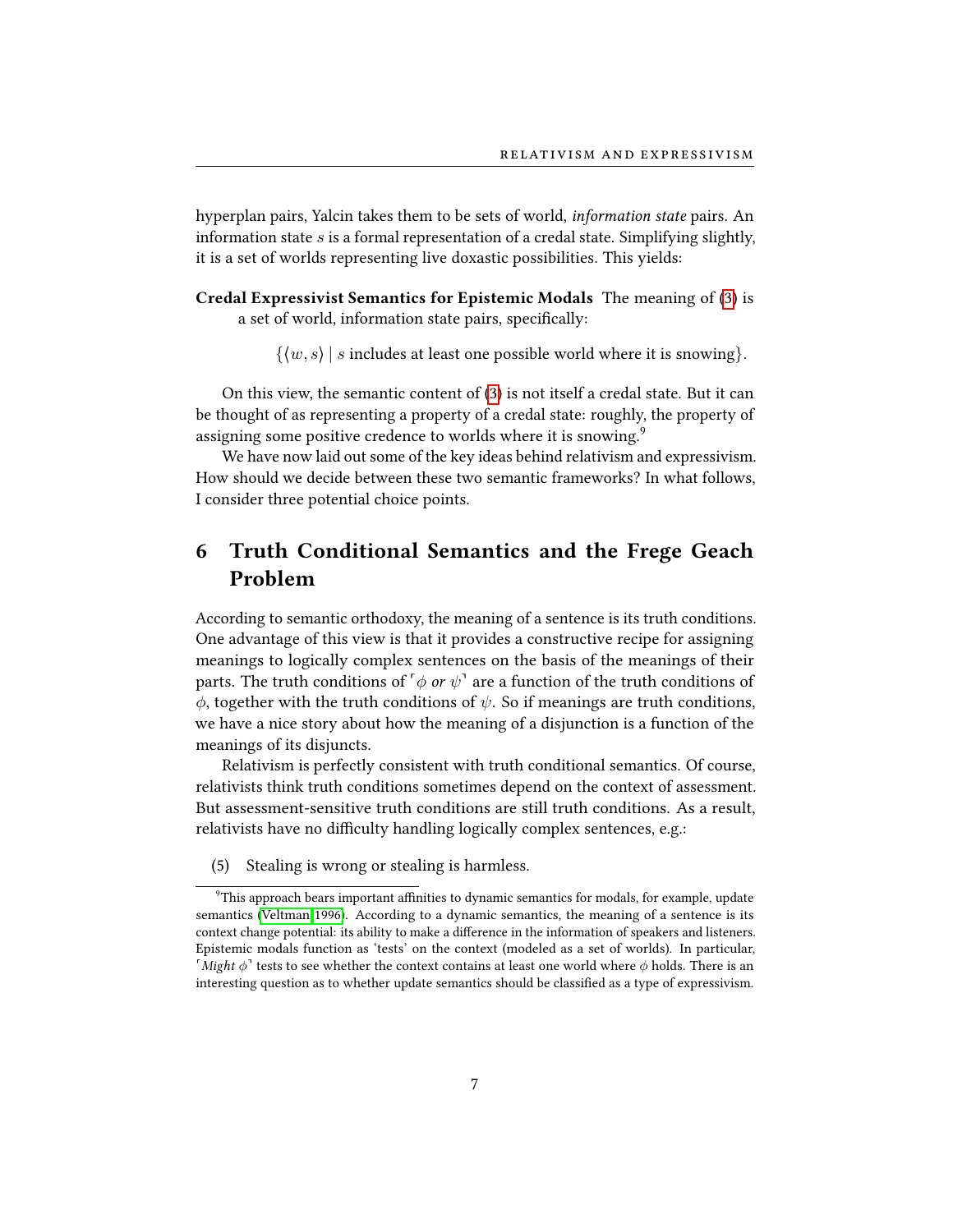hyperplan pairs, Yalcin takes them to be sets of world, *information state* pairs. An information state $s$ is a formal representation of a credal state. Simplifying slightly, it is a set of worlds representing live doxastic possibilities. This yields:

**Credal Expressivist Semantics for Epistemic Modals** The meaning of (3) is a set of world, information state pairs, specifically:

$$\{\langle w, s\rangle \mid s \text{ includes at least one possible world where it is snowing}\}.$$

On this view, the semantic content of (3) is not itself a credal state. But it can be thought of as representing a property of a credal state: roughly, the property of assigning some positive credence to worlds where it is snowing.[9]

We have now laid out some of the key ideas behind relativism and expressivism. How should we decide between these two semantic frameworks? In what follows, I consider three potential choice points.

## 6 Truth Conditional Semantics and the Frege Geach Problem

According to semantic orthodoxy, the meaning of a sentence is its truth conditions. One advantage of this view is that it provides a constructive recipe for assigning meanings to logically complex sentences on the basis of the meanings of their parts. The truth conditions of ⌜$\phi$ *or* $\psi$⌝ are a function of the truth conditions of $\phi$, together with the truth conditions of $\psi$. So if meanings are truth conditions, we have a nice story about how the meaning of a disjunction is a function of the meanings of its disjuncts.

Relativism is perfectly consistent with truth conditional semantics. Of course, relativists think truth conditions sometimes depend on the context of assessment. But assessment-sensitive truth conditions are still truth conditions. As a result, relativists have no difficulty handling logically complex sentences, e.g.:

(5) Stealing is wrong or stealing is harmless.

[9] This approach bears important affinities to dynamic semantics for modals, for example, update semantics (Veltman 1996). According to a dynamic semantics, the meaning of a sentence is its context change potential: its ability to make a difference in the information of speakers and listeners. Epistemic modals function as 'tests' on the context (modeled as a set of worlds). In particular, ⌜*Might* $\phi$⌝ tests to see whether the context contains at least one world where $\phi$ holds. There is an interesting question as to whether update semantics should be classified as a type of expressivism.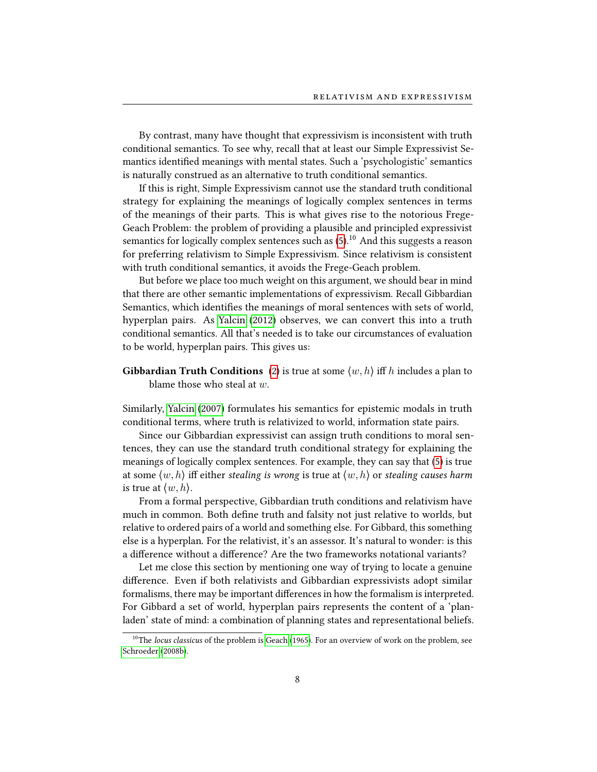By contrast, many have thought that expressivism is inconsistent with truth conditional semantics. To see why, recall that at least our Simple Expressivist Semantics identified meanings with mental states. Such a 'psychologistic' semantics is naturally construed as an alternative to truth conditional semantics.

If this is right, Simple Expressivism cannot use the standard truth conditional strategy for explaining the meanings of logically complex sentences in terms of the meanings of their parts. This is what gives rise to the notorious Frege-Geach Problem: the problem of providing a plausible and principled expressivist semantics for logically complex sentences such as (5).[10] And this suggests a reason for preferring relativism to Simple Expressivism. Since relativism is consistent with truth conditional semantics, it avoids the Frege-Geach problem.

But before we place too much weight on this argument, we should bear in mind that there are other semantic implementations of expressivism. Recall Gibbardian Semantics, which identifies the meanings of moral sentences with sets of world, hyperplan pairs. As Yalcin (2012) observes, we can convert this into a truth conditional semantics. All that's needed is to take our circumstances of evaluation to be world, hyperplan pairs. This gives us:

**Gibbardian Truth Conditions** (2) is true at some $\langle w, h \rangle$ iff $h$ includes a plan to blame those who steal at $w$.

Similarly, Yalcin (2007) formulates his semantics for epistemic modals in truth conditional terms, where truth is relativized to world, information state pairs.

Since our Gibbardian expressivist can assign truth conditions to moral sentences, they can use the standard truth conditional strategy for explaining the meanings of logically complex sentences. For example, they can say that (5) is true at some $\langle w, h \rangle$ iff either *stealing is wrong* is true at $\langle w, h \rangle$ or *stealing causes harm* is true at $\langle w, h \rangle$.

From a formal perspective, Gibbardian truth conditions and relativism have much in common. Both define truth and falsity not just relative to worlds, but relative to ordered pairs of a world and something else. For Gibbard, this something else is a hyperplan. For the relativist, it's an assessor. It's natural to wonder: is this a difference without a difference? Are the two frameworks notational variants?

Let me close this section by mentioning one way of trying to locate a genuine difference. Even if both relativists and Gibbardian expressivists adopt similar formalisms, there may be important differences in how the formalism is interpreted. For Gibbard a set of world, hyperplan pairs represents the content of a 'plan-laden' state of mind: a combination of planning states and representational beliefs.

[10] The *locus classicus* of the problem is Geach (1965). For an overview of work on the problem, see Schroeder (2008b).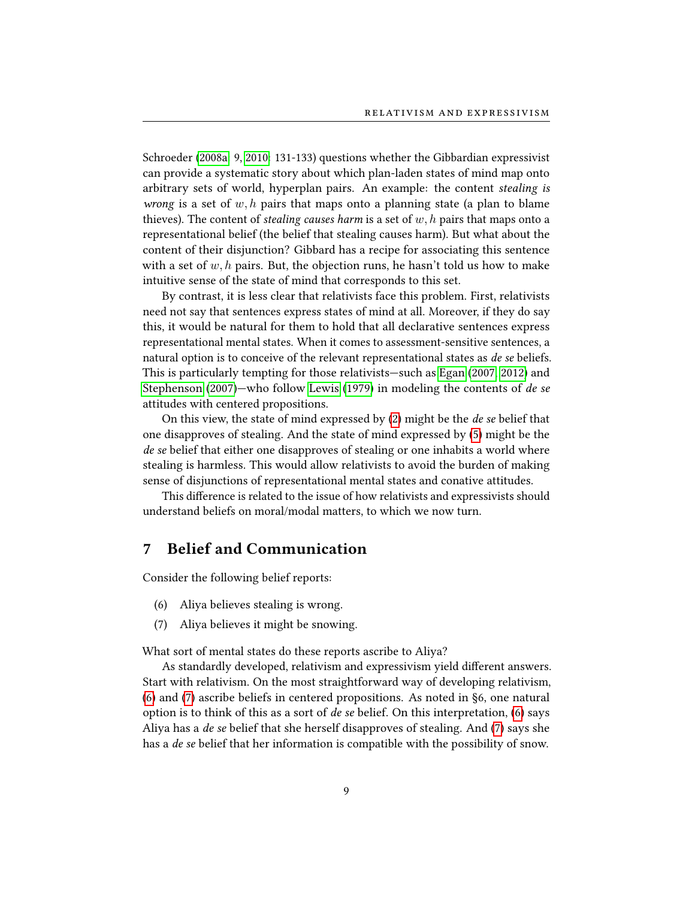Schroeder (2008a: 9, 2010: 131-133) questions whether the Gibbardian expressivist can provide a systematic story about which plan-laden states of mind map onto arbitrary sets of world, hyperplan pairs. An example: the content *stealing is wrong* is a set of $w, h$ pairs that maps onto a planning state (a plan to blame thieves). The content of *stealing causes harm* is a set of $w, h$ pairs that maps onto a representational belief (the belief that stealing causes harm). But what about the content of their disjunction? Gibbard has a recipe for associating this sentence with a set of $w, h$ pairs. But, the objection runs, he hasn't told us how to make intuitive sense of the state of mind that corresponds to this set.

By contrast, it is less clear that relativists face this problem. First, relativists need not say that sentences express states of mind at all. Moreover, if they do say this, it would be natural for them to hold that all declarative sentences express representational mental states. When it comes to assessment-sensitive sentences, a natural option is to conceive of the relevant representational states as *de se* beliefs. This is particularly tempting for those relativists—such as Egan (2007, 2012) and Stephenson (2007)—who follow Lewis (1979) in modeling the contents of *de se* attitudes with centered propositions.

On this view, the state of mind expressed by (2) might be the *de se* belief that one disapproves of stealing. And the state of mind expressed by (5) might be the *de se* belief that either one disapproves of stealing or one inhabits a world where stealing is harmless. This would allow relativists to avoid the burden of making sense of disjunctions of representational mental states and conative attitudes.

This difference is related to the issue of how relativists and expressivists should understand beliefs on moral/modal matters, to which we now turn.

## 7 Belief and Communication

Consider the following belief reports:

(6) Aliya believes stealing is wrong.

(7) Aliya believes it might be snowing.

What sort of mental states do these reports ascribe to Aliya?

As standardly developed, relativism and expressivism yield different answers. Start with relativism. On the most straightforward way of developing relativism, (6) and (7) ascribe beliefs in centered propositions. As noted in §6, one natural option is to think of this as a sort of *de se* belief. On this interpretation, (6) says Aliya has a *de se* belief that she herself disapproves of stealing. And (7) says she has a *de se* belief that her information is compatible with the possibility of snow.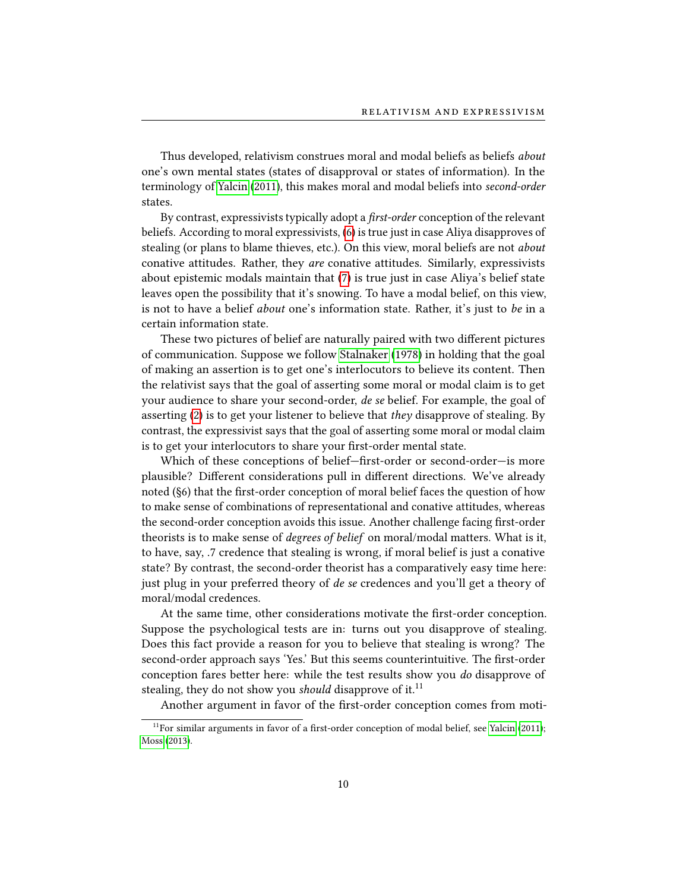Thus developed, relativism construes moral and modal beliefs as beliefs *about* one's own mental states (states of disapproval or states of information). In the terminology of Yalcin (2011), this makes moral and modal beliefs into *second-order* states.

By contrast, expressivists typically adopt a *first-order* conception of the relevant beliefs. According to moral expressivists, (6) is true just in case Aliya disapproves of stealing (or plans to blame thieves, etc.). On this view, moral beliefs are not *about* conative attitudes. Rather, they *are* conative attitudes. Similarly, expressivists about epistemic modals maintain that (7) is true just in case Aliya's belief state leaves open the possibility that it's snowing. To have a modal belief, on this view, is not to have a belief *about* one's information state. Rather, it's just to *be* in a certain information state.

These two pictures of belief are naturally paired with two different pictures of communication. Suppose we follow Stalnaker (1978) in holding that the goal of making an assertion is to get one's interlocutors to believe its content. Then the relativist says that the goal of asserting some moral or modal claim is to get your audience to share your second-order, *de se* belief. For example, the goal of asserting (2) is to get your listener to believe that *they* disapprove of stealing. By contrast, the expressivist says that the goal of asserting some moral or modal claim is to get your interlocutors to share your first-order mental state.

Which of these conceptions of belief—first-order or second-order—is more plausible? Different considerations pull in different directions. We've already noted (§6) that the first-order conception of moral belief faces the question of how to make sense of combinations of representational and conative attitudes, whereas the second-order conception avoids this issue. Another challenge facing first-order theorists is to make sense of *degrees of belief* on moral/modal matters. What is it, to have, say, .7 credence that stealing is wrong, if moral belief is just a conative state? By contrast, the second-order theorist has a comparatively easy time here: just plug in your preferred theory of *de se* credences and you'll get a theory of moral/modal credences.

At the same time, other considerations motivate the first-order conception. Suppose the psychological tests are in: turns out you disapprove of stealing. Does this fact provide a reason for you to believe that stealing is wrong? The second-order approach says 'Yes.' But this seems counterintuitive. The first-order conception fares better here: while the test results show you *do* disapprove of stealing, they do not show you *should* disapprove of it.[11]

Another argument in favor of the first-order conception comes from moti-

[11]For similar arguments in favor of a first-order conception of modal belief, see Yalcin (2011); Moss (2013).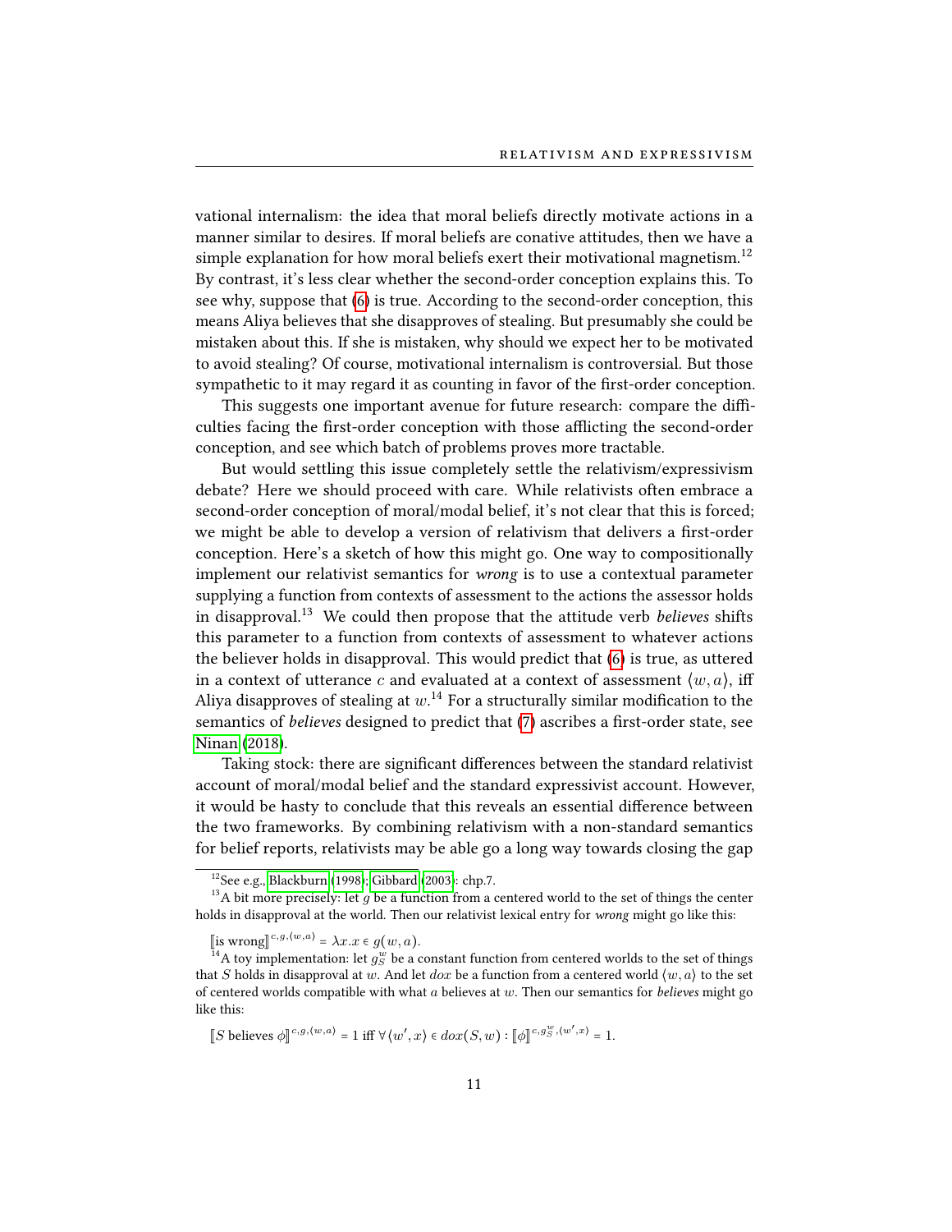vational internalism: the idea that moral beliefs directly motivate actions in a manner similar to desires. If moral beliefs are conative attitudes, then we have a simple explanation for how moral beliefs exert their motivational magnetism.[12] By contrast, it's less clear whether the second-order conception explains this. To see why, suppose that (6) is true. According to the second-order conception, this means Aliya believes that she disapproves of stealing. But presumably she could be mistaken about this. If she is mistaken, why should we expect her to be motivated to avoid stealing? Of course, motivational internalism is controversial. But those sympathetic to it may regard it as counting in favor of the first-order conception.

This suggests one important avenue for future research: compare the difficulties facing the first-order conception with those afflicting the second-order conception, and see which batch of problems proves more tractable.

But would settling this issue completely settle the relativism/expressivism debate? Here we should proceed with care. While relativists often embrace a second-order conception of moral/modal belief, it's not clear that this is forced; we might be able to develop a version of relativism that delivers a first-order conception. Here's a sketch of how this might go. One way to compositionally implement our relativist semantics for *wrong* is to use a contextual parameter supplying a function from contexts of assessment to the actions the assessor holds in disapproval.[13] We could then propose that the attitude verb *believes* shifts this parameter to a function from contexts of assessment to whatever actions the believer holds in disapproval. This would predict that (6) is true, as uttered in a context of utterance $c$ and evaluated at a context of assessment $\langle w, a \rangle$, iff Aliya disapproves of stealing at $w$.[14] For a structurally similar modification to the semantics of *believes* designed to predict that (7) ascribes a first-order state, see Ninan (2018).

Taking stock: there are significant differences between the standard relativist account of moral/modal belief and the standard expressivist account. However, it would be hasty to conclude that this reveals an essential difference between the two frameworks. By combining relativism with a non-standard semantics for belief reports, relativists may be able go a long way towards closing the gap

---

[12] See e.g., Blackburn (1998); Gibbard (2003): chp.7.

[13] A bit more precisely: let $g$ be a function from a centered world to the set of things the center holds in disapproval at the world. Then our relativist lexical entry for *wrong* might go like this:

$[\![\text{is wrong}]\!]^{c,g,\langle w,a \rangle} = \lambda x. x \in g(w,a)$.

[14] A toy implementation: let $g^w_S$ be a constant function from centered worlds to the set of things that $S$ holds in disapproval at $w$. And let $dox$ be a function from a centered world $\langle w, a \rangle$ to the set of centered worlds compatible with what $a$ believes at $w$. Then our semantics for *believes* might go like this:

$[\![S \text{ believes } \phi]\!]^{c,g,\langle w,a \rangle} = 1$ iff $\forall \langle w', x \rangle \in dox(S,w) : [\![\phi]\!]^{c, g^w_S, \langle w', x \rangle} = 1$.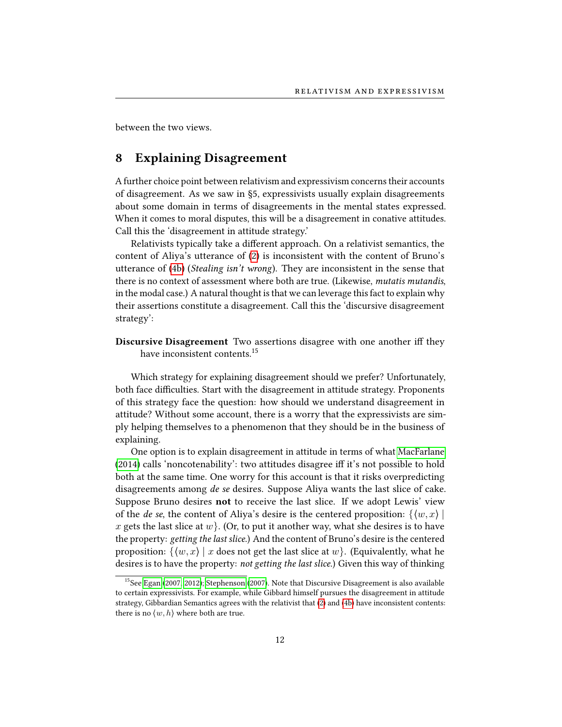between the two views.

## 8 Explaining Disagreement

A further choice point between relativism and expressivism concerns their accounts of disagreement. As we saw in §5, expressivists usually explain disagreements about some domain in terms of disagreements in the mental states expressed. When it comes to moral disputes, this will be a disagreement in conative attitudes. Call this the 'disagreement in attitude strategy.'

Relativists typically take a different approach. On a relativist semantics, the content of Aliya's utterance of (2) is inconsistent with the content of Bruno's utterance of (4b) (*Stealing isn't wrong*). They are inconsistent in the sense that there is no context of assessment where both are true. (Likewise, *mutatis mutandis*, in the modal case.) A natural thought is that we can leverage this fact to explain why their assertions constitute a disagreement. Call this the 'discursive disagreement strategy':

**Discursive Disagreement** Two assertions disagree with one another iff they have inconsistent contents.[15]

Which strategy for explaining disagreement should we prefer? Unfortunately, both face difficulties. Start with the disagreement in attitude strategy. Proponents of this strategy face the question: how should we understand disagreement in attitude? Without some account, there is a worry that the expressivists are simply helping themselves to a phenomenon that they should be in the business of explaining.

One option is to explain disagreement in attitude in terms of what MacFarlane (2014) calls 'noncotenability': two attitudes disagree iff it's not possible to hold both at the same time. One worry for this account is that it risks overpredicting disagreements among *de se* desires. Suppose Aliya wants the last slice of cake. Suppose Bruno desires **not** to receive the last slice. If we adopt Lewis' view of the *de se*, the content of Aliya's desire is the centered proposition: $\{\langle w, x\rangle \mid x \text{ gets the last slice at } w\}$. (Or, to put it another way, what she desires is to have the property: *getting the last slice*.) And the content of Bruno's desire is the centered proposition: $\{\langle w, x\rangle \mid x \text{ does not get the last slice at } w\}$. (Equivalently, what he desires is to have the property: *not getting the last slice*.) Given this way of thinking

[15] See Egan (2007, 2012); Stephenson (2007). Note that Discursive Disagreement is also available to certain expressivists. For example, while Gibbard himself pursues the disagreement in attitude strategy, Gibbardian Semantics agrees with the relativist that (2) and (4b) have inconsistent contents: there is no $\langle w, h\rangle$ where both are true.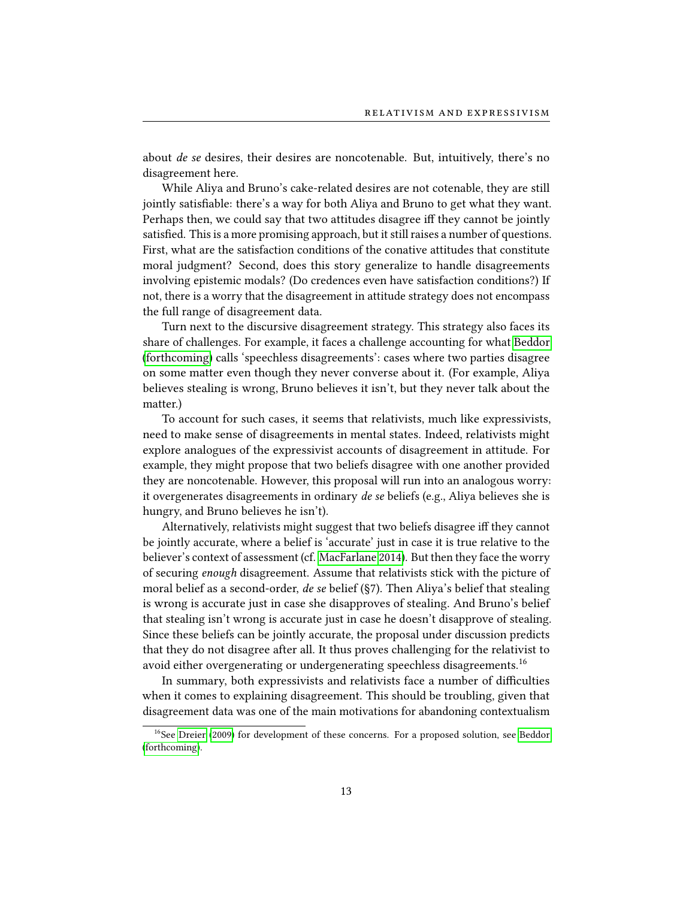about *de se* desires, their desires are noncotenable. But, intuitively, there's no disagreement here.

While Aliya and Bruno's cake-related desires are not cotenable, they are still jointly satisfiable: there's a way for both Aliya and Bruno to get what they want. Perhaps then, we could say that two attitudes disagree iff they cannot be jointly satisfied. This is a more promising approach, but it still raises a number of questions. First, what are the satisfaction conditions of the conative attitudes that constitute moral judgment? Second, does this story generalize to handle disagreements involving epistemic modals? (Do credences even have satisfaction conditions?) If not, there is a worry that the disagreement in attitude strategy does not encompass the full range of disagreement data.

Turn next to the discursive disagreement strategy. This strategy also faces its share of challenges. For example, it faces a challenge accounting for what Beddor (forthcoming) calls 'speechless disagreements': cases where two parties disagree on some matter even though they never converse about it. (For example, Aliya believes stealing is wrong, Bruno believes it isn't, but they never talk about the matter.)

To account for such cases, it seems that relativists, much like expressivists, need to make sense of disagreements in mental states. Indeed, relativists might explore analogues of the expressivist accounts of disagreement in attitude. For example, they might propose that two beliefs disagree with one another provided they are noncotenable. However, this proposal will run into an analogous worry: it overgenerates disagreements in ordinary *de se* beliefs (e.g., Aliya believes she is hungry, and Bruno believes he isn't).

Alternatively, relativists might suggest that two beliefs disagree iff they cannot be jointly 'accurate', where a belief is 'accurate' just in case it is true relative to the believer's context of assessment (cf. MacFarlane 2014). But then they face the worry of securing *enough* disagreement. Assume that relativists stick with the picture of moral belief as a second-order, *de se* belief (§7). Then Aliya's belief that stealing is wrong is accurate just in case she disapproves of stealing. And Bruno's belief that stealing isn't wrong is accurate just in case he doesn't disapprove of stealing. Since these beliefs can be jointly accurate, the proposal under discussion predicts that they do not disagree after all. It thus proves challenging for the relativist to avoid either overgenerating or undergenerating speechless disagreements.[16]

In summary, both expressivists and relativists face a number of difficulties when it comes to explaining disagreement. This should be troubling, given that disagreement data was one of the main motivations for abandoning contextualism

[16]See Dreier (2009) for development of these concerns. For a proposed solution, see Beddor (forthcoming).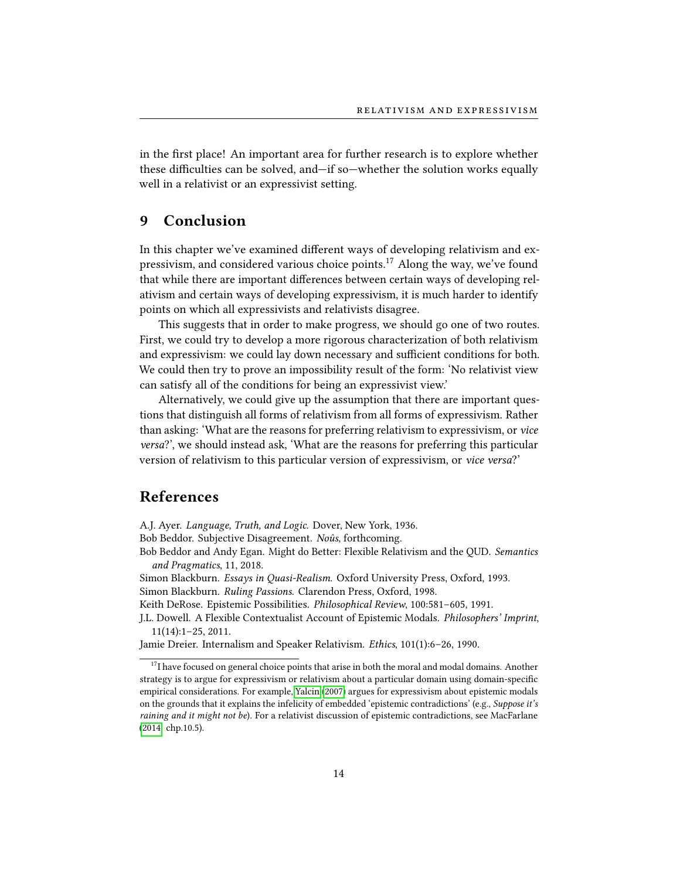in the first place! An important area for further research is to explore whether these difficulties can be solved, and—if so—whether the solution works equally well in a relativist or an expressivist setting.

## 9 Conclusion

In this chapter we've examined different ways of developing relativism and expressivism, and considered various choice points.[17] Along the way, we've found that while there are important differences between certain ways of developing relativism and certain ways of developing expressivism, it is much harder to identify points on which all expressivists and relativists disagree.

This suggests that in order to make progress, we should go one of two routes. First, we could try to develop a more rigorous characterization of both relativism and expressivism: we could lay down necessary and sufficient conditions for both. We could then try to prove an impossibility result of the form: 'No relativist view can satisfy all of the conditions for being an expressivist view.'

Alternatively, we could give up the assumption that there are important questions that distinguish all forms of relativism from all forms of expressivism. Rather than asking: 'What are the reasons for preferring relativism to expressivism, or *vice versa*?', we should instead ask, 'What are the reasons for preferring this particular version of relativism to this particular version of expressivism, or *vice versa*?'

## References

A.J. Ayer. *Language, Truth, and Logic.* Dover, New York, 1936.

Bob Beddor. Subjective Disagreement. *Noûs*, forthcoming.

Bob Beddor and Andy Egan. Might do Better: Flexible Relativism and the QUD. *Semantics and Pragmatics*, 11, 2018.

Simon Blackburn. *Essays in Quasi-Realism.* Oxford University Press, Oxford, 1993.

Simon Blackburn. *Ruling Passions.* Clarendon Press, Oxford, 1998.

Keith DeRose. Epistemic Possibilities. *Philosophical Review*, 100:581–605, 1991.

J.L. Dowell. A Flexible Contextualist Account of Epistemic Modals. *Philosophers' Imprint*, 11(14):1–25, 2011.

Jamie Dreier. Internalism and Speaker Relativism. *Ethics*, 101(1):6–26, 1990.

[17] I have focused on general choice points that arise in both the moral and modal domains. Another strategy is to argue for expressivism or relativism about a particular domain using domain-specific empirical considerations. For example, Yalcin (2007) argues for expressivism about epistemic modals on the grounds that it explains the infelicity of embedded 'epistemic contradictions' (e.g., *Suppose it's raining and it might not be*). For a relativist discussion of epistemic contradictions, see MacFarlane (2014, chp.10.5).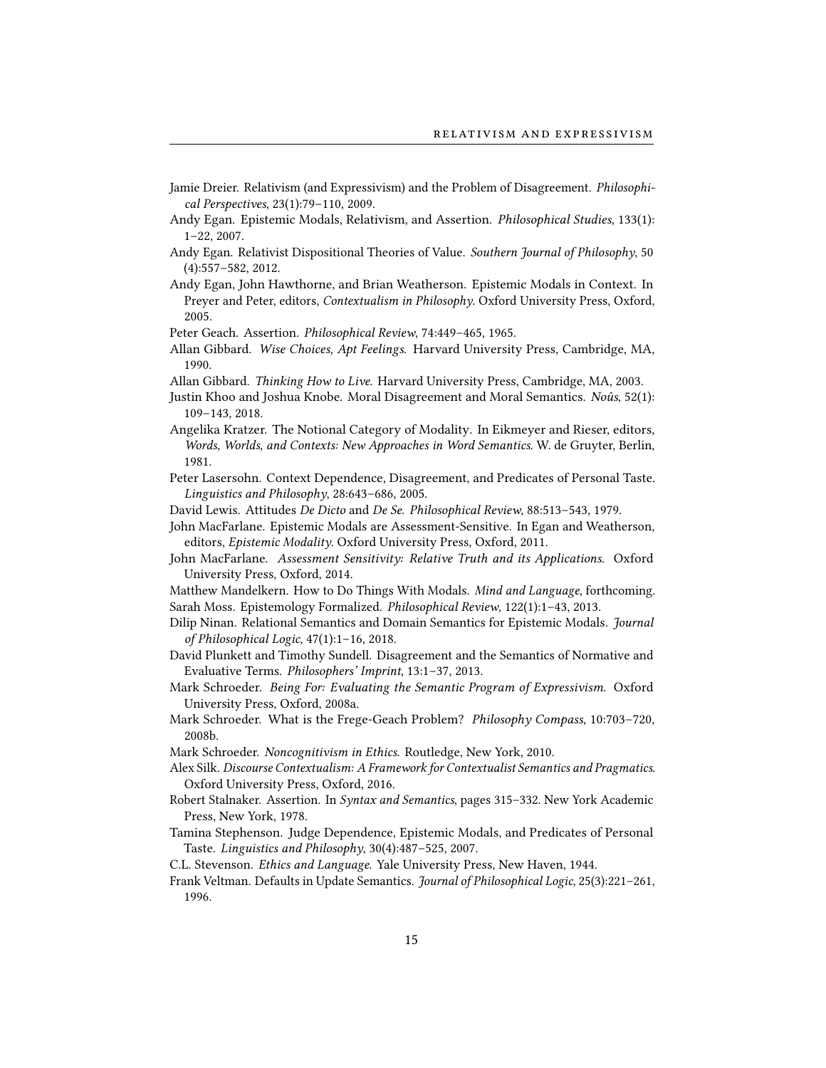Jamie Dreier. Relativism (and Expressivism) and the Problem of Disagreement. *Philosophical Perspectives*, 23(1):79–110, 2009.

Andy Egan. Epistemic Modals, Relativism, and Assertion. *Philosophical Studies*, 133(1): 1–22, 2007.

Andy Egan. Relativist Dispositional Theories of Value. *Southern Journal of Philosophy*, 50 (4):557–582, 2012.

Andy Egan, John Hawthorne, and Brian Weatherson. Epistemic Modals in Context. In Preyer and Peter, editors, *Contextualism in Philosophy*. Oxford University Press, Oxford, 2005.

Peter Geach. Assertion. *Philosophical Review*, 74:449–465, 1965.

Allan Gibbard. *Wise Choices, Apt Feelings*. Harvard University Press, Cambridge, MA, 1990.

Allan Gibbard. *Thinking How to Live*. Harvard University Press, Cambridge, MA, 2003.

Justin Khoo and Joshua Knobe. Moral Disagreement and Moral Semantics. *Noûs*, 52(1): 109–143, 2018.

Angelika Kratzer. The Notional Category of Modality. In Eikmeyer and Rieser, editors, *Words, Worlds, and Contexts: New Approaches in Word Semantics*. W. de Gruyter, Berlin, 1981.

Peter Lasersohn. Context Dependence, Disagreement, and Predicates of Personal Taste. *Linguistics and Philosophy*, 28:643–686, 2005.

David Lewis. Attitudes *De Dicto* and *De Se*. *Philosophical Review*, 88:513–543, 1979.

John MacFarlane. Epistemic Modals are Assessment-Sensitive. In Egan and Weatherson, editors, *Epistemic Modality*. Oxford University Press, Oxford, 2011.

John MacFarlane. *Assessment Sensitivity: Relative Truth and its Applications*. Oxford University Press, Oxford, 2014.

Matthew Mandelkern. How to Do Things With Modals. *Mind and Language*, forthcoming.

Sarah Moss. Epistemology Formalized. *Philosophical Review*, 122(1):1–43, 2013.

Dilip Ninan. Relational Semantics and Domain Semantics for Epistemic Modals. *Journal of Philosophical Logic*, 47(1):1–16, 2018.

David Plunkett and Timothy Sundell. Disagreement and the Semantics of Normative and Evaluative Terms. *Philosophers' Imprint*, 13:1–37, 2013.

Mark Schroeder. *Being For: Evaluating the Semantic Program of Expressivism*. Oxford University Press, Oxford, 2008a.

Mark Schroeder. What is the Frege-Geach Problem? *Philosophy Compass*, 10:703–720, 2008b.

Mark Schroeder. *Noncognitivism in Ethics*. Routledge, New York, 2010.

Alex Silk. *Discourse Contextualism: A Framework for Contextualist Semantics and Pragmatics*. Oxford University Press, Oxford, 2016.

Robert Stalnaker. Assertion. In *Syntax and Semantics*, pages 315–332. New York Academic Press, New York, 1978.

Tamina Stephenson. Judge Dependence, Epistemic Modals, and Predicates of Personal Taste. *Linguistics and Philosophy*, 30(4):487–525, 2007.

C.L. Stevenson. *Ethics and Language*. Yale University Press, New Haven, 1944.

Frank Veltman. Defaults in Update Semantics. *Journal of Philosophical Logic*, 25(3):221–261, 1996.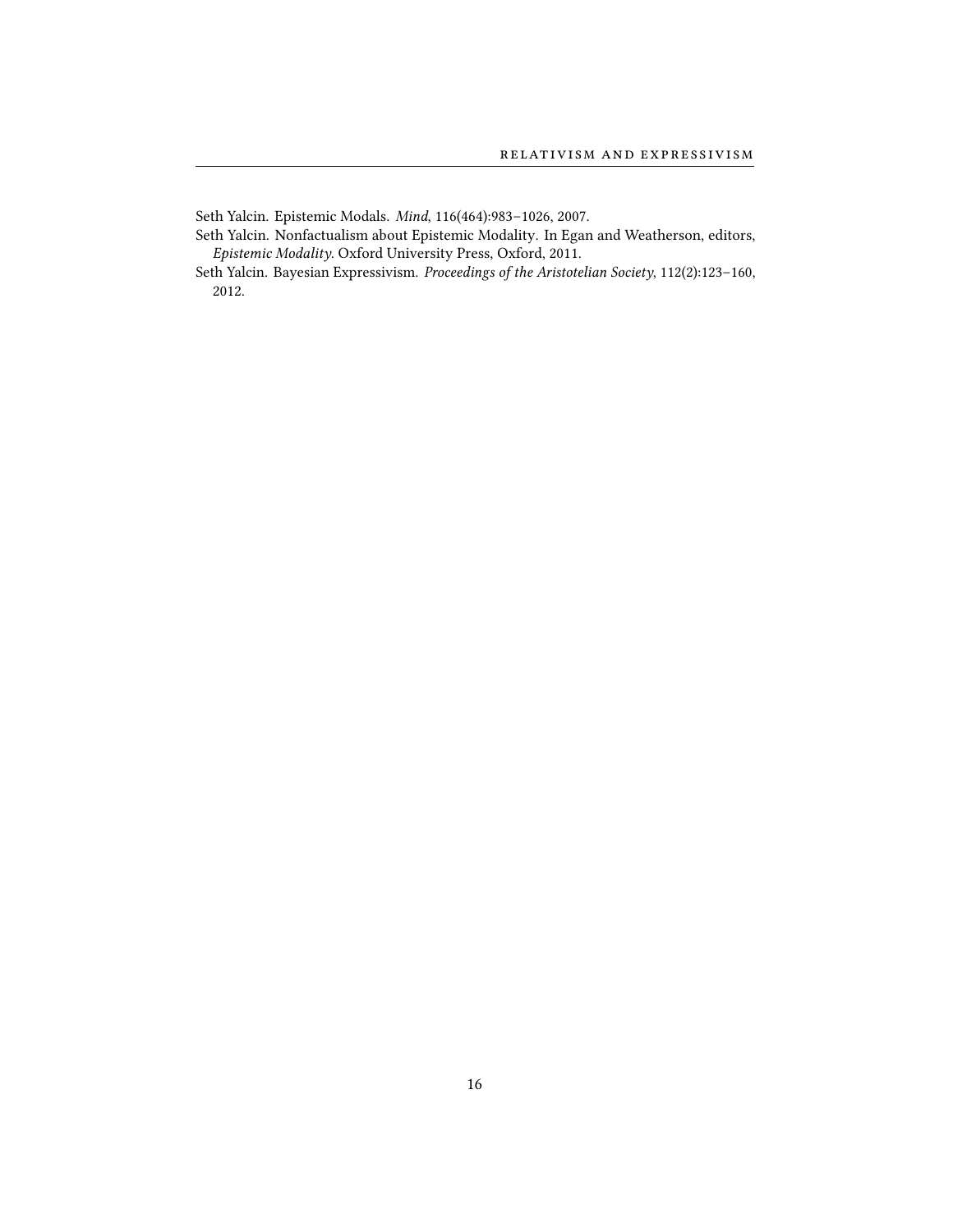Seth Yalcin. Epistemic Modals. *Mind*, 116(464):983–1026, 2007.

Seth Yalcin. Nonfactualism about Epistemic Modality. In Egan and Weatherson, editors, *Epistemic Modality*. Oxford University Press, Oxford, 2011.

Seth Yalcin. Bayesian Expressivism. *Proceedings of the Aristotelian Society*, 112(2):123–160, 2012.